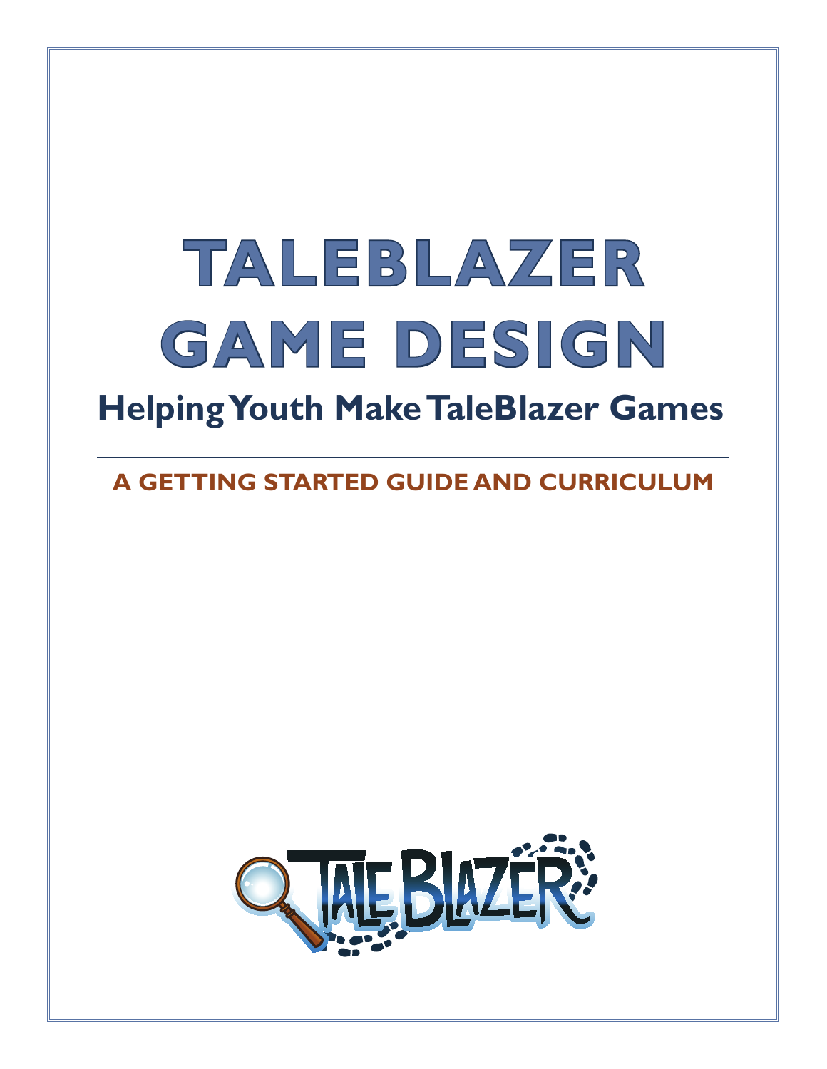# TALEBLAZER GAME DESIGN

## Helping Youth Make TaleBlazer Games

**A GETTING STARTED GUIDE AND CURRICULUM**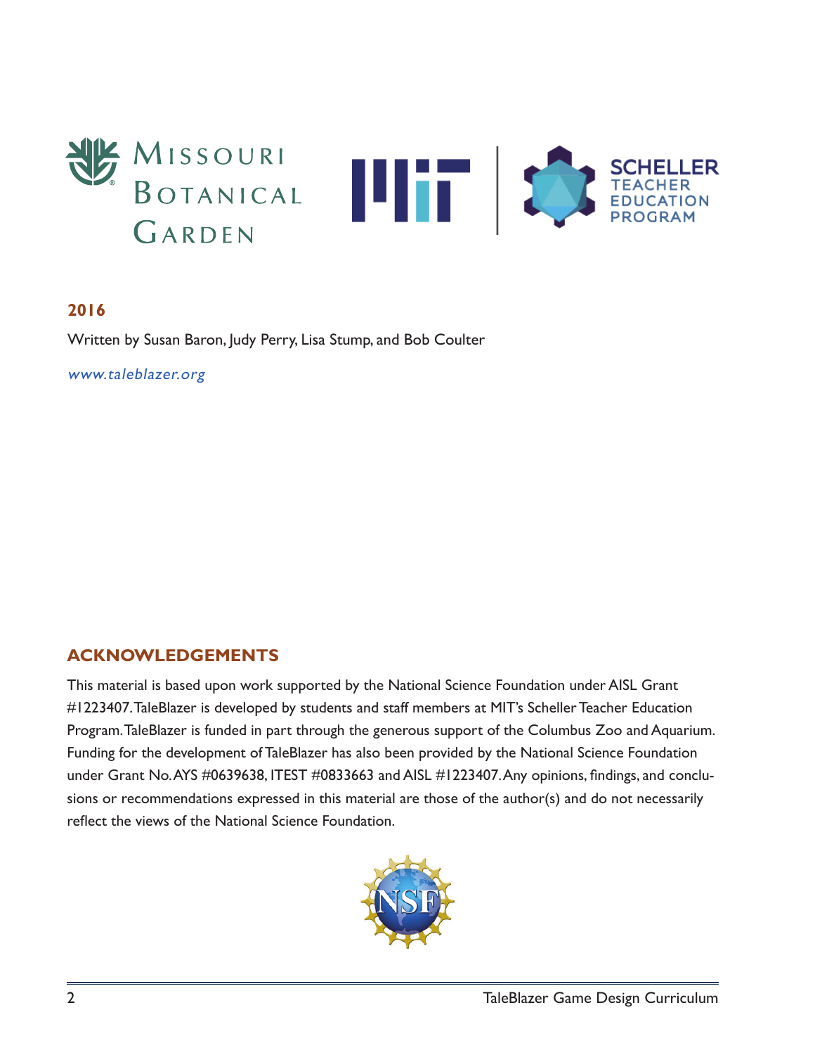Missouri Botanical Garden

Scheller Teacher Education Program

**2016**

Written by Susan Baron, Judy Perry, Lisa Stump, and Bob Coulter

*www.taleblazer.org*

## ACKNOWLEDGEMENTS

This material is based upon work supported by the National Science Foundation under AISL Grant #1223407. TaleBlazer is developed by students and staff members at MIT's Scheller Teacher Education Program. TaleBlazer is funded in part through the generous support of the Columbus Zoo and Aquarium. Funding for the development of TaleBlazer has also been provided by the National Science Foundation under Grant No. AYS #0639638, ITEST #0833663 and AISL #1223407. Any opinions, findings, and conclusions or recommendations expressed in this material are those of the author(s) and do not necessarily reflect the views of the National Science Foundation.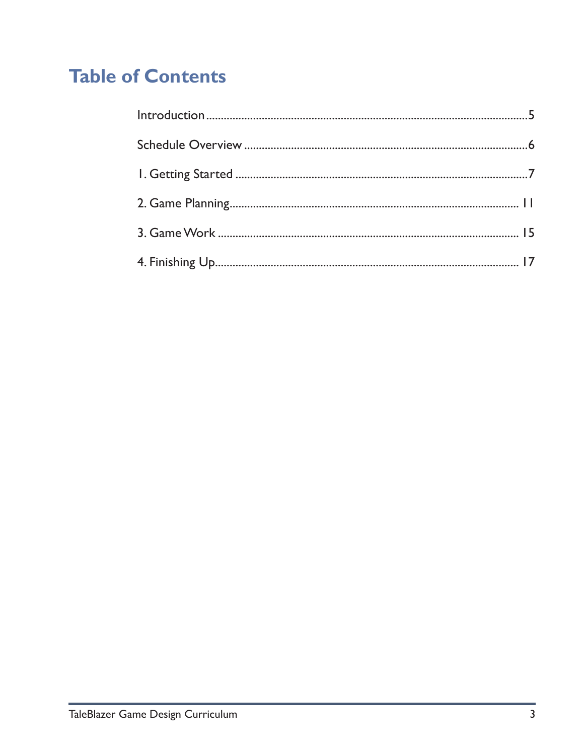# Table of Contents

Introduction ....................................................................................................5

Schedule Overview ........................................................................................6

1. Getting Started ...........................................................................................7

2. Game Planning............................................................................................ 11

3. Game Work ................................................................................................ 15

4. Finishing Up................................................................................................ 17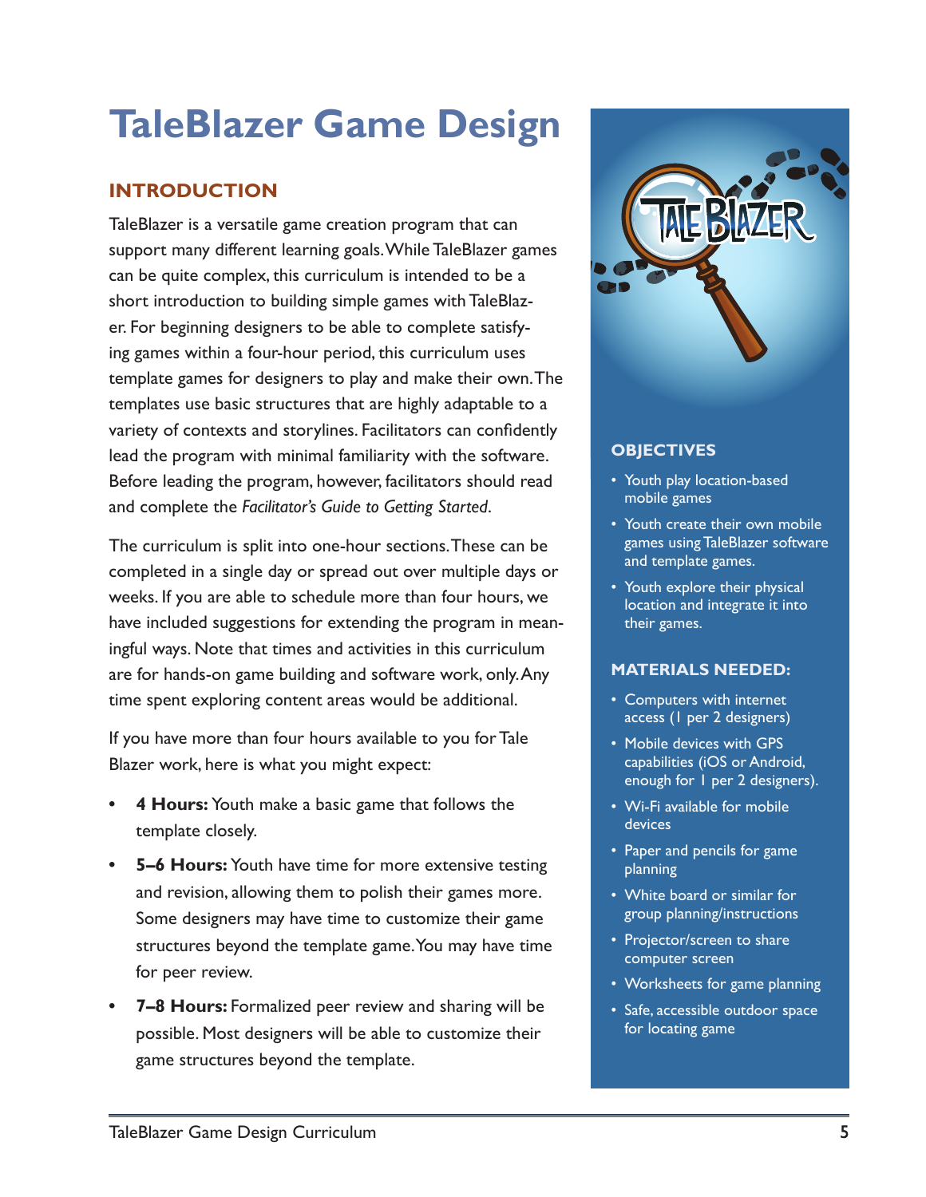# TaleBlazer Game Design

## INTRODUCTION

TaleBlazer is a versatile game creation program that can support many different learning goals. While TaleBlazer games can be quite complex, this curriculum is intended to be a short introduction to building simple games with TaleBlazer. For beginning designers to be able to complete satisfying games within a four-hour period, this curriculum uses template games for designers to play and make their own. The templates use basic structures that are highly adaptable to a variety of contexts and storylines. Facilitators can confidently lead the program with minimal familiarity with the software. Before leading the program, however, facilitators should read and complete the *Facilitator's Guide to Getting Started*.

The curriculum is split into one-hour sections. These can be completed in a single day or spread out over multiple days or weeks. If you are able to schedule more than four hours, we have included suggestions for extending the program in meaningful ways. Note that times and activities in this curriculum are for hands-on game building and software work, only. Any time spent exploring content areas would be additional.

If you have more than four hours available to you for Tale Blazer work, here is what you might expect:

- **4 Hours:** Youth make a basic game that follows the template closely.
- **5–6 Hours:** Youth have time for more extensive testing and revision, allowing them to polish their games more. Some designers may have time to customize their game structures beyond the template game. You may have time for peer review.
- **7–8 Hours:** Formalized peer review and sharing will be possible. Most designers will be able to customize their game structures beyond the template.

### OBJECTIVES

- Youth play location-based mobile games
- Youth create their own mobile games using TaleBlazer software and template games.
- Youth explore their physical location and integrate it into their games.

### MATERIALS NEEDED:

- Computers with internet access (1 per 2 designers)
- Mobile devices with GPS capabilities (iOS or Android, enough for 1 per 2 designers).
- Wi-Fi available for mobile devices
- Paper and pencils for game planning
- White board or similar for group planning/instructions
- Projector/screen to share computer screen
- Worksheets for game planning
- Safe, accessible outdoor space for locating game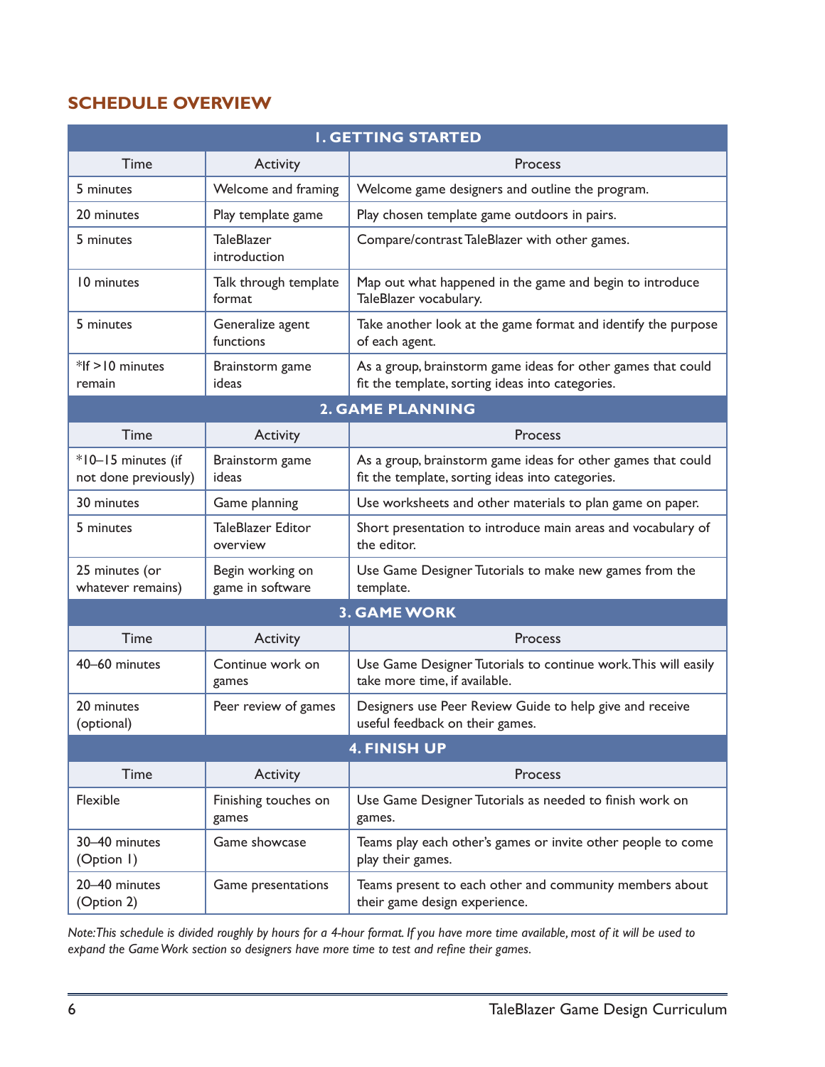## SCHEDULE OVERVIEW

| **1. GETTING STARTED** | | |
|---|---|---|
| Time | Activity | Process |
| 5 minutes | Welcome and framing | Welcome game designers and outline the program. |
| 20 minutes | Play template game | Play chosen template game outdoors in pairs. |
| 5 minutes | TaleBlazer introduction | Compare/contrast TaleBlazer with other games. |
| 10 minutes | Talk through template format | Map out what happened in the game and begin to introduce TaleBlazer vocabulary. |
| 5 minutes | Generalize agent functions | Take another look at the game format and identify the purpose of each agent. |
| *If >10 minutes remain | Brainstorm game ideas | As a group, brainstorm game ideas for other games that could fit the template, sorting ideas into categories. |
| **2. GAME PLANNING** | | |
| Time | Activity | Process |
| *10–15 minutes (if not done previously) | Brainstorm game ideas | As a group, brainstorm game ideas for other games that could fit the template, sorting ideas into categories. |
| 30 minutes | Game planning | Use worksheets and other materials to plan game on paper. |
| 5 minutes | TaleBlazer Editor overview | Short presentation to introduce main areas and vocabulary of the editor. |
| 25 minutes (or whatever remains) | Begin working on game in software | Use Game Designer Tutorials to make new games from the template. |
| **3. GAME WORK** | | |
| Time | Activity | Process |
| 40–60 minutes | Continue work on games | Use Game Designer Tutorials to continue work. This will easily take more time, if available. |
| 20 minutes (optional) | Peer review of games | Designers use Peer Review Guide to help give and receive useful feedback on their games. |
| **4. FINISH UP** | | |
| Time | Activity | Process |
| Flexible | Finishing touches on games | Use Game Designer Tutorials as needed to finish work on games. |
| 30–40 minutes (Option 1) | Game showcase | Teams play each other's games or invite other people to come play their games. |
| 20–40 minutes (Option 2) | Game presentations | Teams present to each other and community members about their game design experience. |

*Note: This schedule is divided roughly by hours for a 4-hour format. If you have more time available, most of it will be used to expand the Game Work section so designers have more time to test and refine their games.*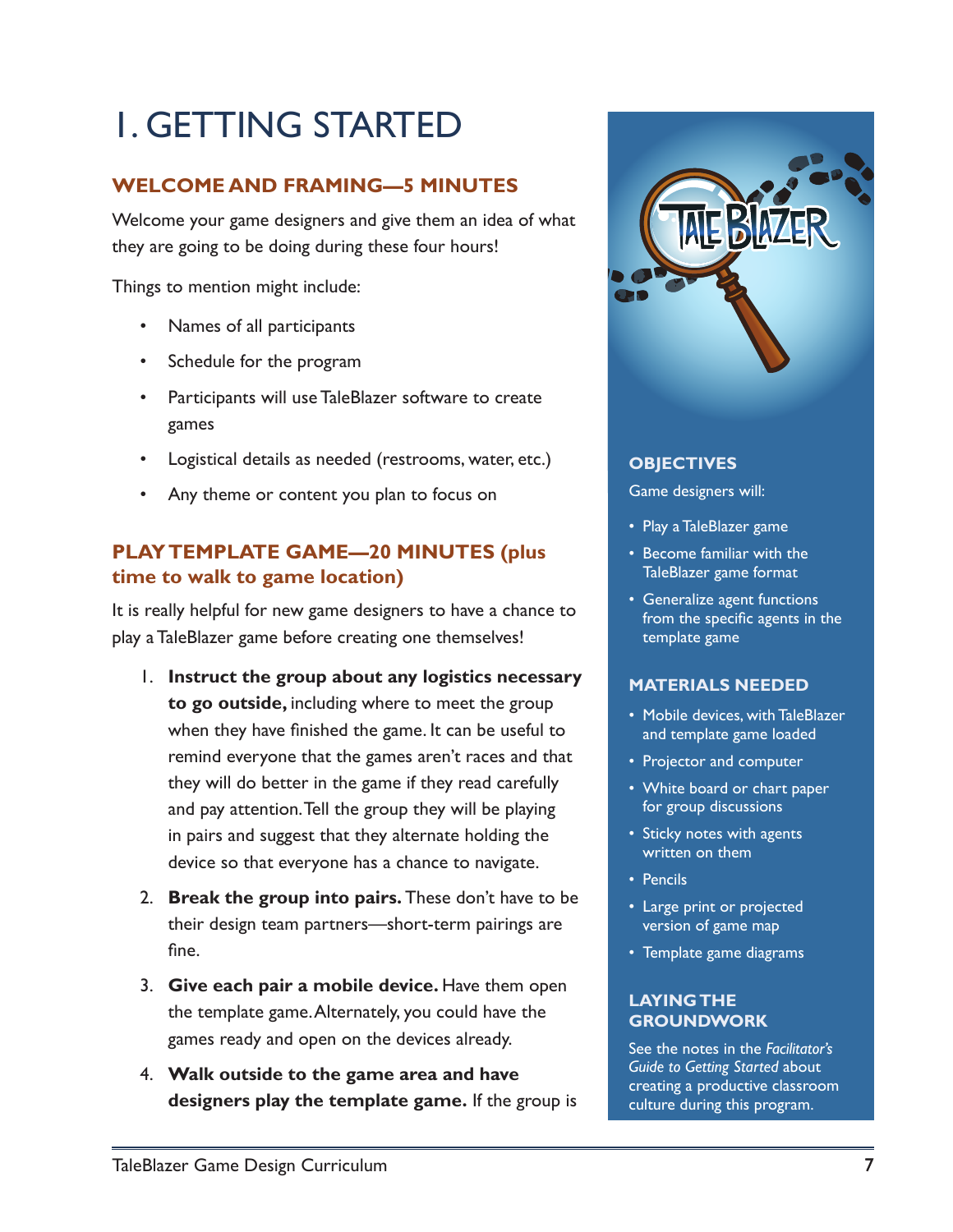# 1. GETTING STARTED

## WELCOME AND FRAMING—5 MINUTES

Welcome your game designers and give them an idea of what they are going to be doing during these four hours!

Things to mention might include:

- Names of all participants
- Schedule for the program
- Participants will use TaleBlazer software to create games
- Logistical details as needed (restrooms, water, etc.)
- Any theme or content you plan to focus on

## PLAY TEMPLATE GAME—20 MINUTES (plus time to walk to game location)

It is really helpful for new game designers to have a chance to play a TaleBlazer game before creating one themselves!

1. **Instruct the group about any logistics necessary to go outside,** including where to meet the group when they have finished the game. It can be useful to remind everyone that the games aren't races and that they will do better in the game if they read carefully and pay attention. Tell the group they will be playing in pairs and suggest that they alternate holding the device so that everyone has a chance to navigate.
2. **Break the group into pairs.** These don't have to be their design team partners—short-term pairings are fine.
3. **Give each pair a mobile device.** Have them open the template game. Alternately, you could have the games ready and open on the devices already.
4. **Walk outside to the game area and have designers play the template game.** If the group is

### OBJECTIVES

Game designers will:

- Play a TaleBlazer game
- Become familiar with the TaleBlazer game format
- Generalize agent functions from the specific agents in the template game

### MATERIALS NEEDED

- Mobile devices, with TaleBlazer and template game loaded
- Projector and computer
- White board or chart paper for group discussions
- Sticky notes with agents written on them
- Pencils
- Large print or projected version of game map
- Template game diagrams

### LAYING THE GROUNDWORK

See the notes in the *Facilitator's Guide to Getting Started* about creating a productive classroom culture during this program.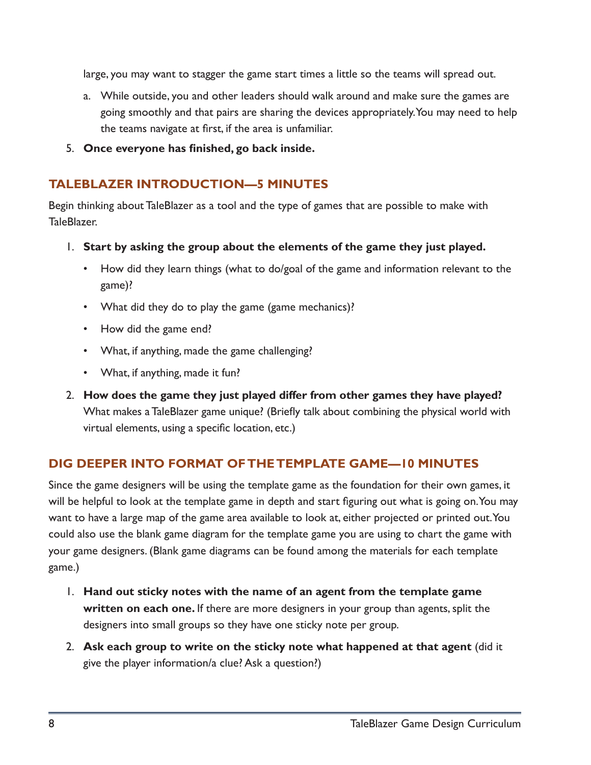large, you may want to stagger the game start times a little so the teams will spread out.

   a. While outside, you and other leaders should walk around and make sure the games are going smoothly and that pairs are sharing the devices appropriately. You may need to help the teams navigate at first, if the area is unfamiliar.

5. **Once everyone has finished, go back inside.**

## TALEBLAZER INTRODUCTION—5 MINUTES

Begin thinking about TaleBlazer as a tool and the type of games that are possible to make with TaleBlazer.

1. **Start by asking the group about the elements of the game they just played.**
   - How did they learn things (what to do/goal of the game and information relevant to the game)?
   - What did they do to play the game (game mechanics)?
   - How did the game end?
   - What, if anything, made the game challenging?
   - What, if anything, made it fun?
2. **How does the game they just played differ from other games they have played?** What makes a TaleBlazer game unique? (Briefly talk about combining the physical world with virtual elements, using a specific location, etc.)

## DIG DEEPER INTO FORMAT OF THE TEMPLATE GAME—10 MINUTES

Since the game designers will be using the template game as the foundation for their own games, it will be helpful to look at the template game in depth and start figuring out what is going on. You may want to have a large map of the game area available to look at, either projected or printed out. You could also use the blank game diagram for the template game you are using to chart the game with your game designers. (Blank game diagrams can be found among the materials for each template game.)

1. **Hand out sticky notes with the name of an agent from the template game written on each one.** If there are more designers in your group than agents, split the designers into small groups so they have one sticky note per group.
2. **Ask each group to write on the sticky note what happened at that agent** (did it give the player information/a clue? Ask a question?)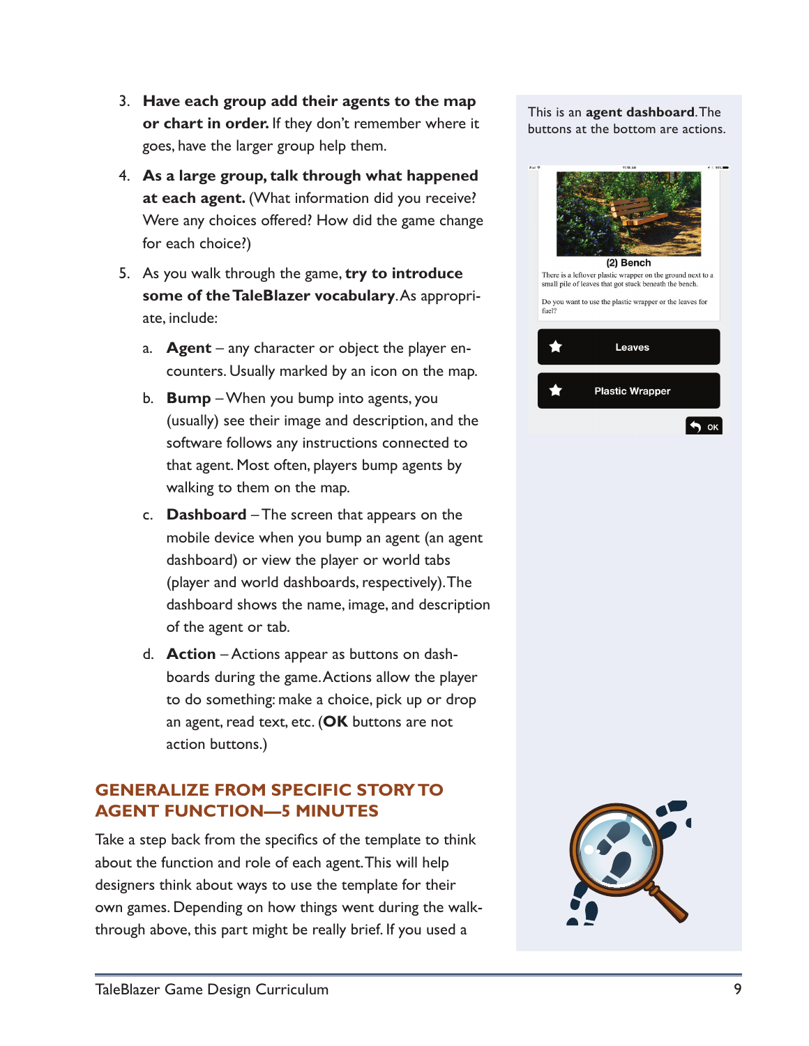3. **Have each group add their agents to the map or chart in order.** If they don't remember where it goes, have the larger group help them.
4. **As a large group, talk through what happened at each agent.** (What information did you receive? Were any choices offered? How did the game change for each choice?)
5. As you walk through the game, **try to introduce some of the TaleBlazer vocabulary**. As appropriate, include:
   a. **Agent** – any character or object the player encounters. Usually marked by an icon on the map.
   b. **Bump** – When you bump into agents, you (usually) see their image and description, and the software follows any instructions connected to that agent. Most often, players bump agents by walking to them on the map.
   c. **Dashboard** – The screen that appears on the mobile device when you bump an agent (an agent dashboard) or view the player or world tabs (player and world dashboards, respectively). The dashboard shows the name, image, and description of the agent or tab.
   d. **Action** – Actions appear as buttons on dashboards during the game. Actions allow the player to do something: make a choice, pick up or drop an agent, read text, etc. (**OK** buttons are not action buttons.)

This is an **agent dashboard**. The buttons at the bottom are actions.

(2) Bench

There is a leftover plastic wrapper on the ground next to a small pile of leaves that got stuck beneath the bench.

Do you want to use the plastic wrapper or the leaves for fuel?

Leaves

Plastic Wrapper

OK

## GENERALIZE FROM SPECIFIC STORY TO AGENT FUNCTION—5 MINUTES

Take a step back from the specifics of the template to think about the function and role of each agent. This will help designers think about ways to use the template for their own games. Depending on how things went during the walk-through above, this part might be really brief. If you used a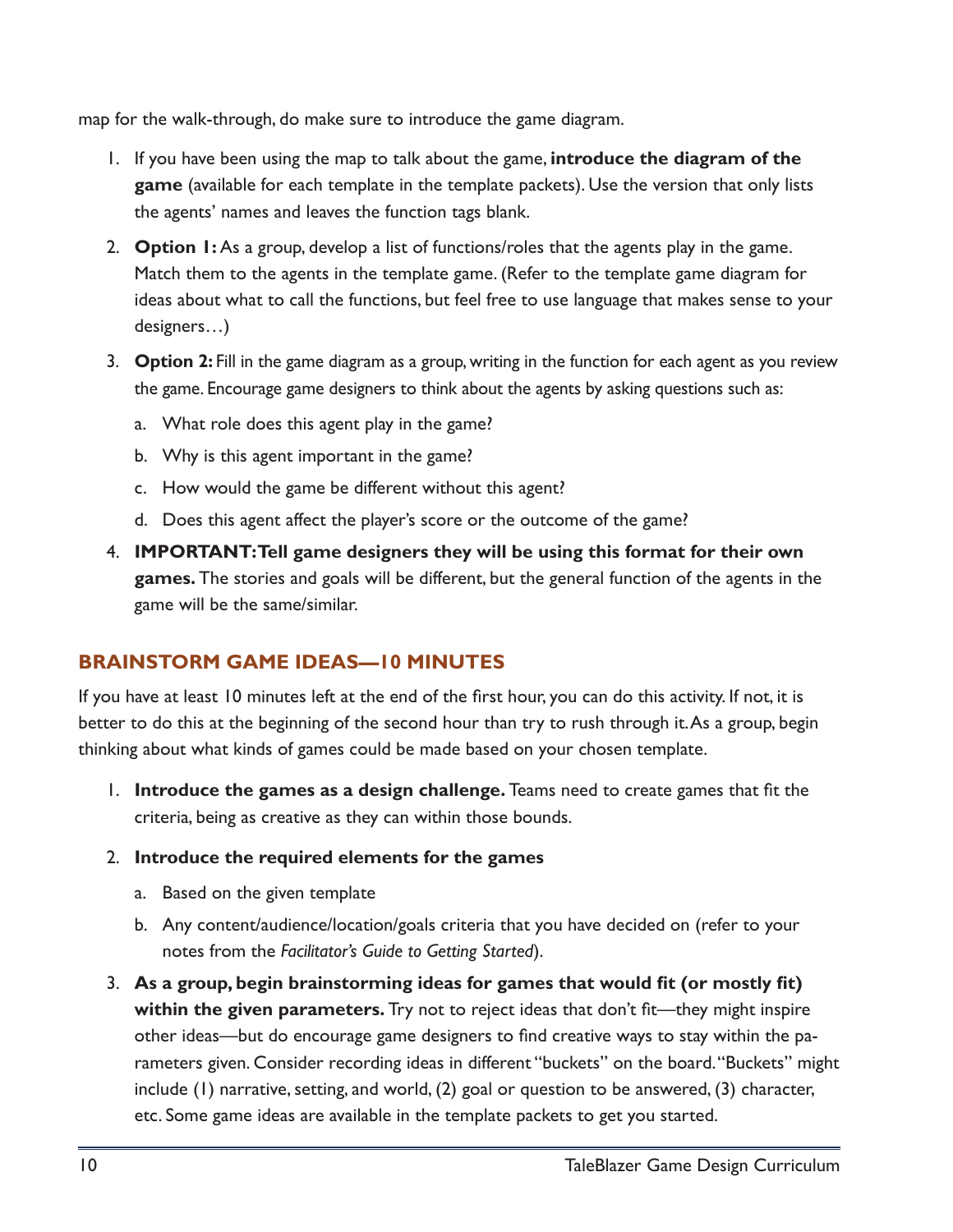map for the walk-through, do make sure to introduce the game diagram.

1. If you have been using the map to talk about the game, **introduce the diagram of the game** (available for each template in the template packets). Use the version that only lists the agents' names and leaves the function tags blank.
2. **Option 1:** As a group, develop a list of functions/roles that the agents play in the game. Match them to the agents in the template game. (Refer to the template game diagram for ideas about what to call the functions, but feel free to use language that makes sense to your designers…)
3. **Option 2:** Fill in the game diagram as a group, writing in the function for each agent as you review the game. Encourage game designers to think about the agents by asking questions such as:
   a. What role does this agent play in the game?
   b. Why is this agent important in the game?
   c. How would the game be different without this agent?
   d. Does this agent affect the player's score or the outcome of the game?
4. **IMPORTANT: Tell game designers they will be using this format for their own games.** The stories and goals will be different, but the general function of the agents in the game will be the same/similar.

## BRAINSTORM GAME IDEAS—10 MINUTES

If you have at least 10 minutes left at the end of the first hour, you can do this activity. If not, it is better to do this at the beginning of the second hour than try to rush through it. As a group, begin thinking about what kinds of games could be made based on your chosen template.

1. **Introduce the games as a design challenge.** Teams need to create games that fit the criteria, being as creative as they can within those bounds.
2. **Introduce the required elements for the games**
   a. Based on the given template
   b. Any content/audience/location/goals criteria that you have decided on (refer to your notes from the *Facilitator's Guide to Getting Started*).
3. **As a group, begin brainstorming ideas for games that would fit (or mostly fit) within the given parameters.** Try not to reject ideas that don't fit—they might inspire other ideas—but do encourage game designers to find creative ways to stay within the parameters given. Consider recording ideas in different "buckets" on the board. "Buckets" might include (1) narrative, setting, and world, (2) goal or question to be answered, (3) character, etc. Some game ideas are available in the template packets to get you started.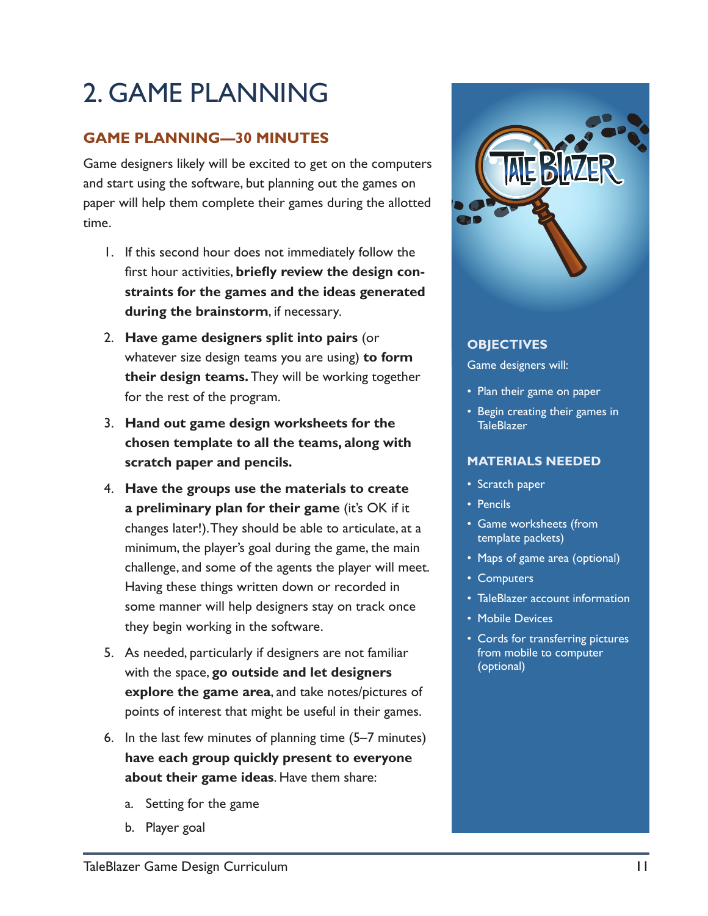# 2. GAME PLANNING

## GAME PLANNING—30 MINUTES

Game designers likely will be excited to get on the computers and start using the software, but planning out the games on paper will help them complete their games during the allotted time.

1. If this second hour does not immediately follow the first hour activities, **briefly review the design constraints for the games and the ideas generated during the brainstorm**, if necessary.
2. **Have game designers split into pairs** (or whatever size design teams you are using) **to form their design teams.** They will be working together for the rest of the program.
3. **Hand out game design worksheets for the chosen template to all the teams, along with scratch paper and pencils.**
4. **Have the groups use the materials to create a preliminary plan for their game** (it's OK if it changes later!). They should be able to articulate, at a minimum, the player's goal during the game, the main challenge, and some of the agents the player will meet. Having these things written down or recorded in some manner will help designers stay on track once they begin working in the software.
5. As needed, particularly if designers are not familiar with the space, **go outside and let designers explore the game area**, and take notes/pictures of points of interest that might be useful in their games.
6. In the last few minutes of planning time (5–7 minutes) **have each group quickly present to everyone about their game ideas**. Have them share:
   a. Setting for the game
   b. Player goal

### OBJECTIVES

Game designers will:

- Plan their game on paper
- Begin creating their games in TaleBlazer

### MATERIALS NEEDED

- Scratch paper
- Pencils
- Game worksheets (from template packets)
- Maps of game area (optional)
- Computers
- TaleBlazer account information
- Mobile Devices
- Cords for transferring pictures from mobile to computer (optional)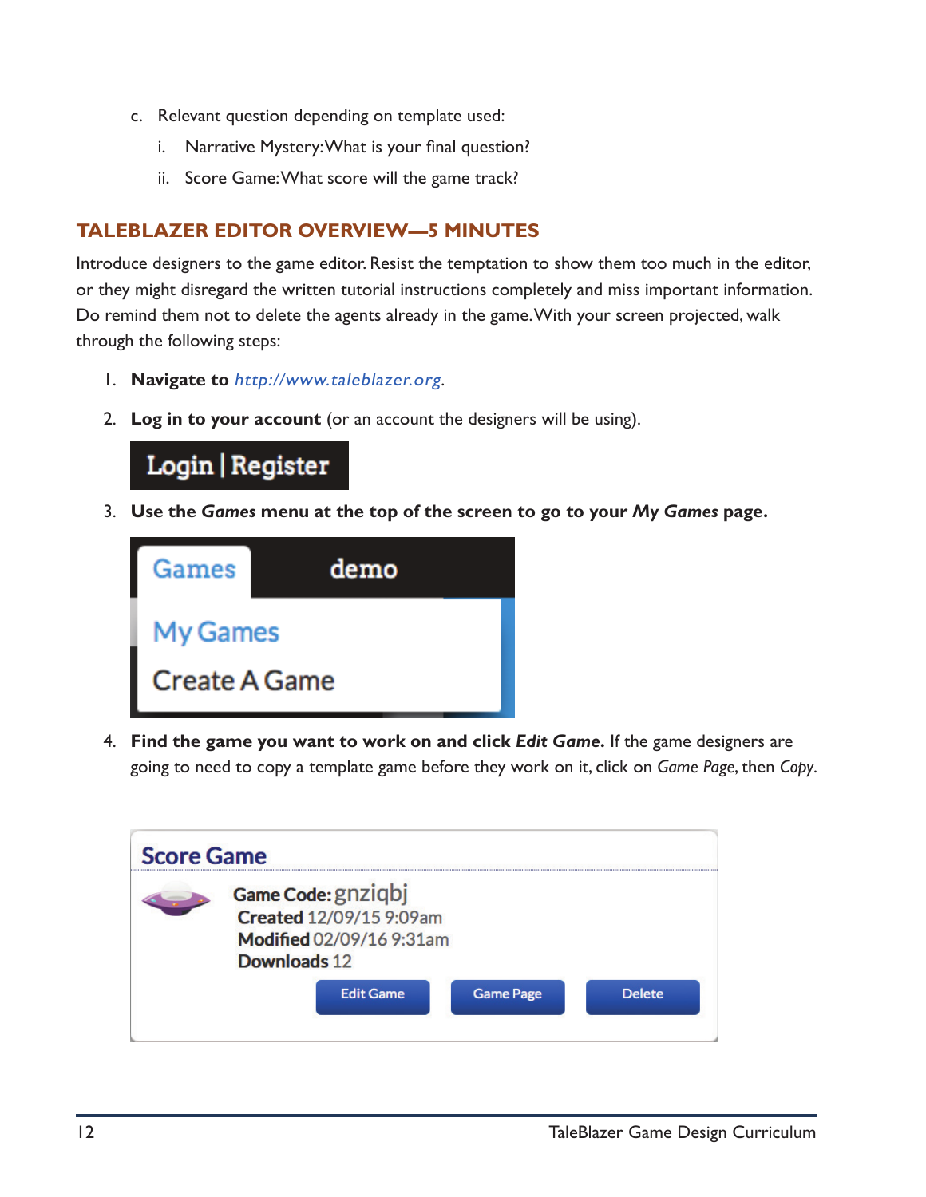c. Relevant question depending on template used:

   i. Narrative Mystery: What is your final question?

   ii. Score Game: What score will the game track?

## TALEBLAZER EDITOR OVERVIEW—5 MINUTES

Introduce designers to the game editor. Resist the temptation to show them too much in the editor, or they might disregard the written tutorial instructions completely and miss important information. Do remind them not to delete the agents already in the game. With your screen projected, walk through the following steps:

1. **Navigate to** *http://www.taleblazer.org*.

2. **Log in to your account** (or an account the designers will be using).

   Login | Register

3. **Use the *Games* menu at the top of the screen to go to your *My Games* page.**

   Games demo
   My Games
   Create A Game

4. **Find the game you want to work on and click *Edit Game*.** If the game designers are going to need to copy a template game before they work on it, click on *Game Page*, then *Copy*.

   Score Game
   Game Code: gnziqbj
   Created 12/09/15 9:09am
   Modified 02/09/16 9:31am
   Downloads 12
   Edit Game | Game Page | Delete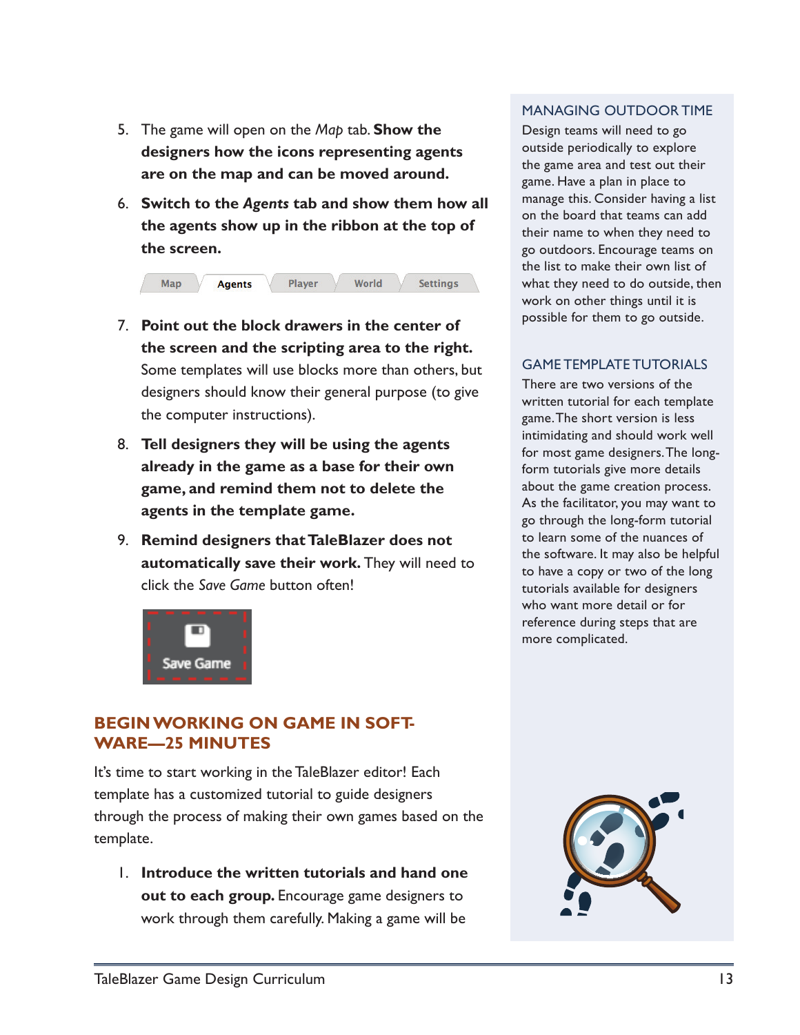5. The game will open on the *Map* tab. **Show the designers how the icons representing agents are on the map and can be moved around.**

6. **Switch to the *Agents* tab and show them how all the agents show up in the ribbon at the top of the screen.**

7. **Point out the block drawers in the center of the screen and the scripting area to the right.** Some templates will use blocks more than others, but designers should know their general purpose (to give the computer instructions).

8. **Tell designers they will be using the agents already in the game as a base for their own game, and remind them not to delete the agents in the template game.**

9. **Remind designers that TaleBlazer does not automatically save their work.** They will need to click the *Save Game* button often!

## BEGIN WORKING ON GAME IN SOFTWARE—25 MINUTES

It's time to start working in the TaleBlazer editor! Each template has a customized tutorial to guide designers through the process of making their own games based on the template.

1. **Introduce the written tutorials and hand one out to each group.** Encourage game designers to work through them carefully. Making a game will be

### MANAGING OUTDOOR TIME

Design teams will need to go outside periodically to explore the game area and test out their game. Have a plan in place to manage this. Consider having a list on the board that teams can add their name to when they need to go outdoors. Encourage teams on the list to make their own list of what they need to do outside, then work on other things until it is possible for them to go outside.

### GAME TEMPLATE TUTORIALS

There are two versions of the written tutorial for each template game. The short version is less intimidating and should work well for most game designers. The long-form tutorials give more details about the game creation process. As the facilitator, you may want to go through the long-form tutorial to learn some of the nuances of the software. It may also be helpful to have a copy or two of the long tutorials available for designers who want more detail or for reference during steps that are more complicated.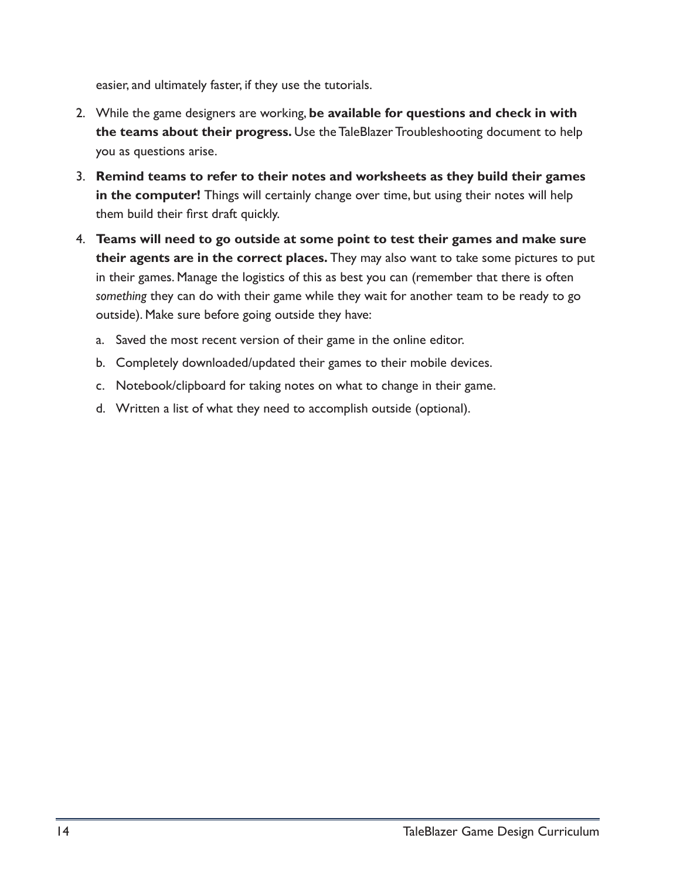easier, and ultimately faster, if they use the tutorials.

2. While the game designers are working, **be available for questions and check in with the teams about their progress.** Use the TaleBlazer Troubleshooting document to help you as questions arise.
3. **Remind teams to refer to their notes and worksheets as they build their games in the computer!** Things will certainly change over time, but using their notes will help them build their first draft quickly.
4. **Teams will need to go outside at some point to test their games and make sure their agents are in the correct places.** They may also want to take some pictures to put in their games. Manage the logistics of this as best you can (remember that there is often *something* they can do with their game while they wait for another team to be ready to go outside). Make sure before going outside they have:
    a. Saved the most recent version of their game in the online editor.
    b. Completely downloaded/updated their games to their mobile devices.
    c. Notebook/clipboard for taking notes on what to change in their game.
    d. Written a list of what they need to accomplish outside (optional).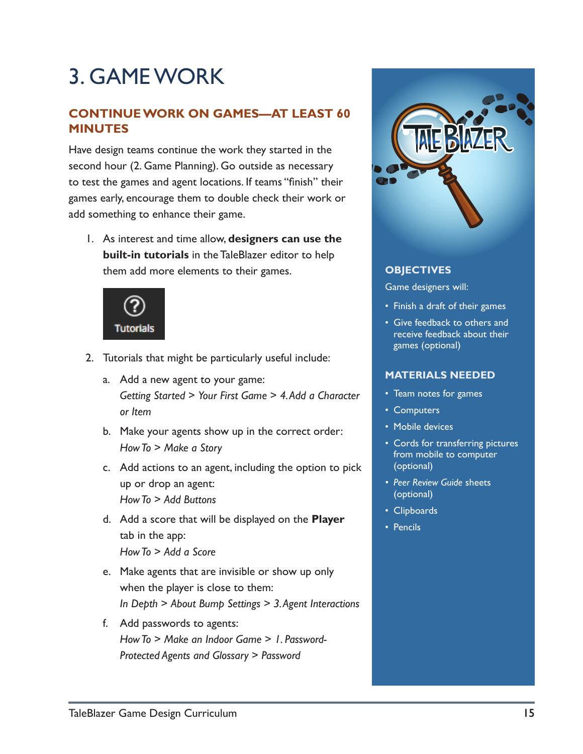# 3. GAME WORK

## CONTINUE WORK ON GAMES—AT LEAST 60 MINUTES

Have design teams continue the work they started in the second hour (2. Game Planning). Go outside as necessary to test the games and agent locations. If teams "finish" their games early, encourage them to double check their work or add something to enhance their game.

1. As interest and time allow, **designers can use the built-in tutorials** in the TaleBlazer editor to help them add more elements to their games.

   Tutorials

2. Tutorials that might be particularly useful include:

   a. Add a new agent to your game:
      *Getting Started* > *Your First Game* > *4. Add a Character or Item*

   b. Make your agents show up in the correct order:
      *How To* > *Make a Story*

   c. Add actions to an agent, including the option to pick up or drop an agent:
      *How To* > *Add Buttons*

   d. Add a score that will be displayed on the **Player** tab in the app:
      *How To* > *Add a Score*

   e. Make agents that are invisible or show up only when the player is close to them:
      *In Depth* > *About Bump Settings* > *3. Agent Interactions*

   f. Add passwords to agents:
      *How To* > *Make an Indoor Game* > *1. Password-Protected Agents and Glossary* > *Password*

TALE BLAZER

### OBJECTIVES

Game designers will:

- Finish a draft of their games
- Give feedback to others and receive feedback about their games (optional)

### MATERIALS NEEDED

- Team notes for games
- Computers
- Mobile devices
- Cords for transferring pictures from mobile to computer (optional)
- *Peer Review Guide* sheets (optional)
- Clipboards
- Pencils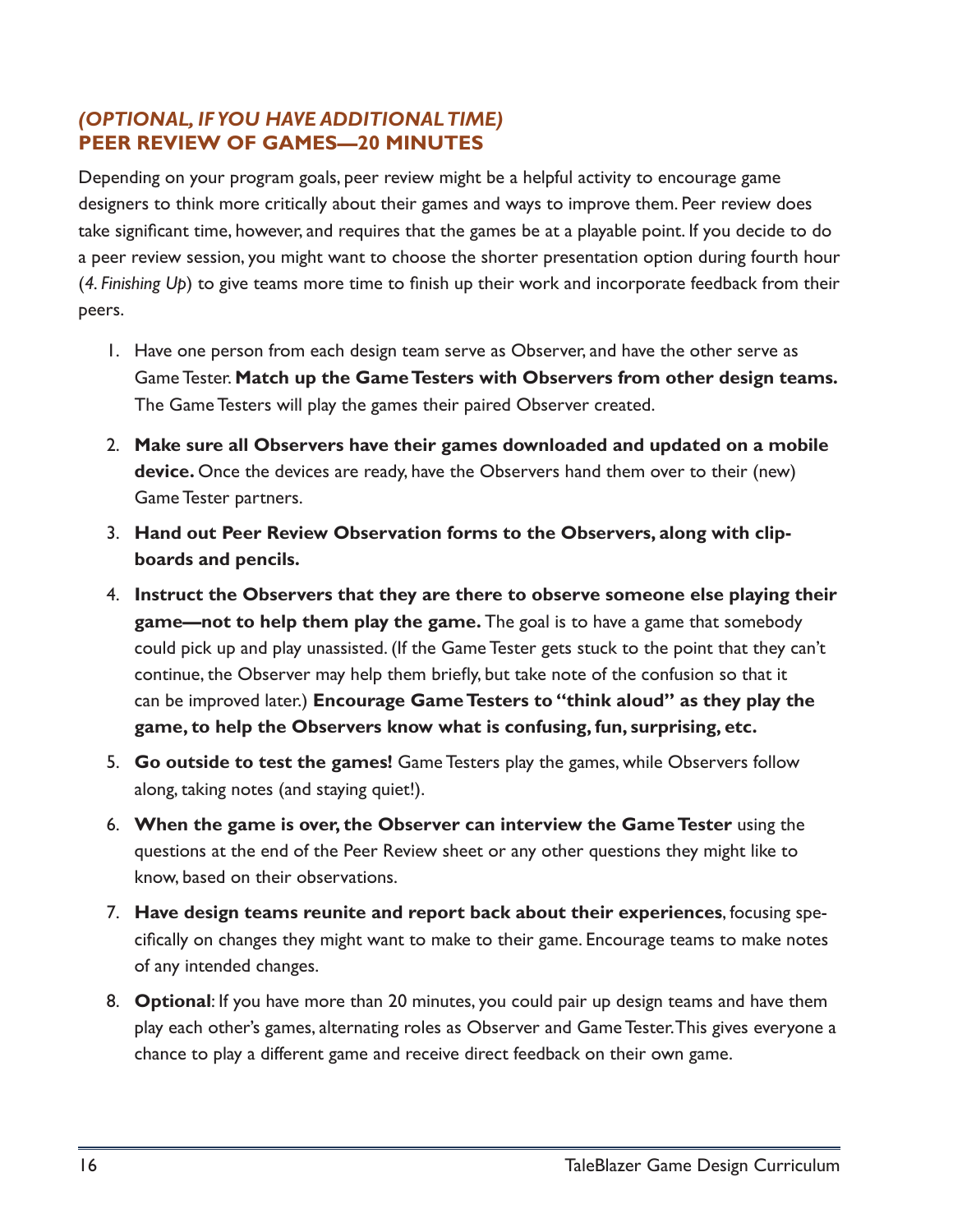## *(OPTIONAL, IF YOU HAVE ADDITIONAL TIME)*
## PEER REVIEW OF GAMES—20 MINUTES

Depending on your program goals, peer review might be a helpful activity to encourage game designers to think more critically about their games and ways to improve them. Peer review does take significant time, however, and requires that the games be at a playable point. If you decide to do a peer review session, you might want to choose the shorter presentation option during fourth hour (*4. Finishing Up*) to give teams more time to finish up their work and incorporate feedback from their peers.

1. Have one person from each design team serve as Observer, and have the other serve as Game Tester. **Match up the Game Testers with Observers from other design teams.** The Game Testers will play the games their paired Observer created.
2. **Make sure all Observers have their games downloaded and updated on a mobile device.** Once the devices are ready, have the Observers hand them over to their (new) Game Tester partners.
3. **Hand out Peer Review Observation forms to the Observers, along with clipboards and pencils.**
4. **Instruct the Observers that they are there to observe someone else playing their game—not to help them play the game.** The goal is to have a game that somebody could pick up and play unassisted. (If the Game Tester gets stuck to the point that they can't continue, the Observer may help them briefly, but take note of the confusion so that it can be improved later.) **Encourage Game Testers to "think aloud" as they play the game, to help the Observers know what is confusing, fun, surprising, etc.**
5. **Go outside to test the games!** Game Testers play the games, while Observers follow along, taking notes (and staying quiet!).
6. **When the game is over, the Observer can interview the Game Tester** using the questions at the end of the Peer Review sheet or any other questions they might like to know, based on their observations.
7. **Have design teams reunite and report back about their experiences**, focusing specifically on changes they might want to make to their game. Encourage teams to make notes of any intended changes.
8. **Optional**: If you have more than 20 minutes, you could pair up design teams and have them play each other's games, alternating roles as Observer and Game Tester. This gives everyone a chance to play a different game and receive direct feedback on their own game.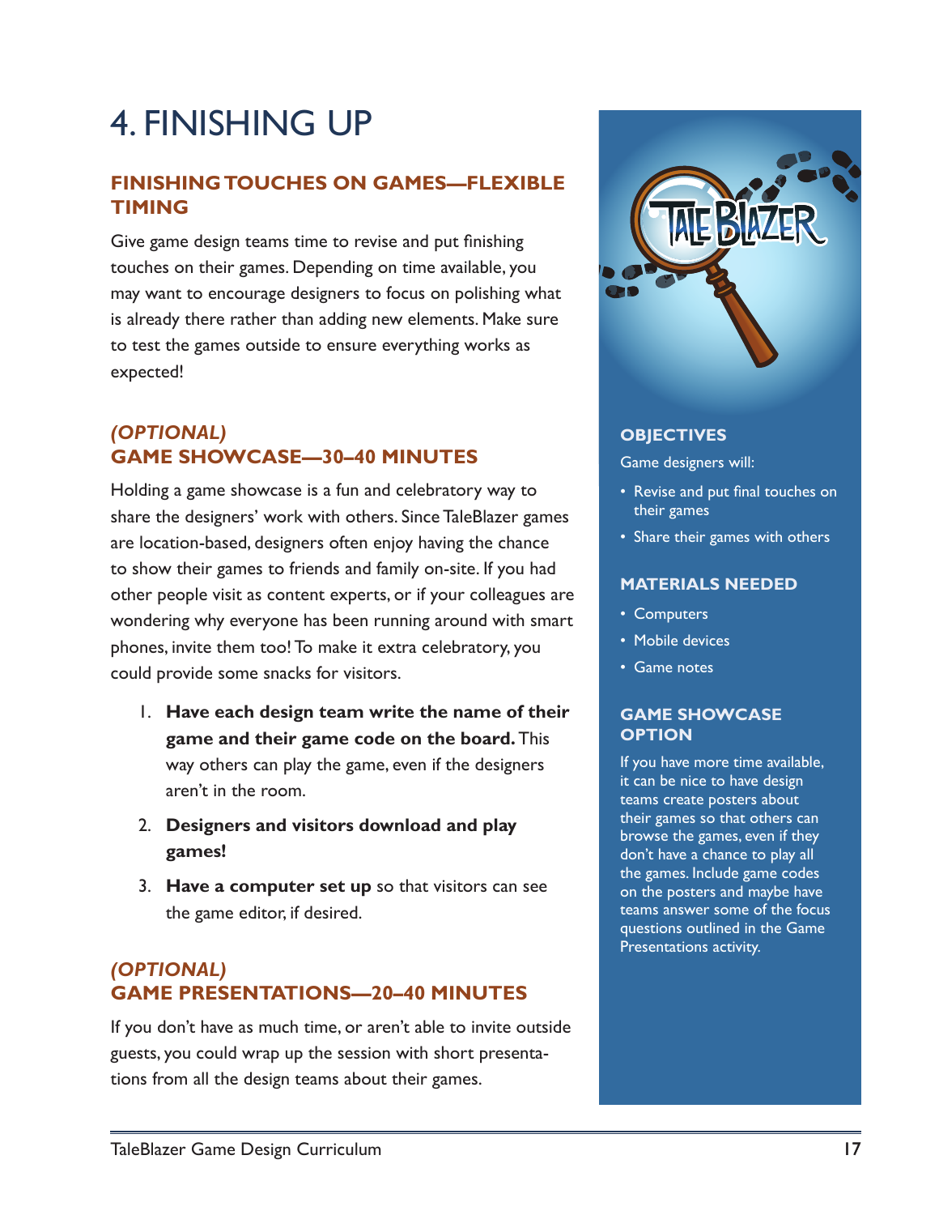# 4. FINISHING UP

## FINISHING TOUCHES ON GAMES—FLEXIBLE TIMING

Give game design teams time to revise and put finishing touches on their games. Depending on time available, you may want to encourage designers to focus on polishing what is already there rather than adding new elements. Make sure to test the games outside to ensure everything works as expected!

## *(OPTIONAL)* GAME SHOWCASE—30–40 MINUTES

Holding a game showcase is a fun and celebratory way to share the designers' work with others. Since TaleBlazer games are location-based, designers often enjoy having the chance to show their games to friends and family on-site. If you had other people visit as content experts, or if your colleagues are wondering why everyone has been running around with smart phones, invite them too! To make it extra celebratory, you could provide some snacks for visitors.

1. **Have each design team write the name of their game and their game code on the board.** This way others can play the game, even if the designers aren't in the room.
2. **Designers and visitors download and play games!**
3. **Have a computer set up** so that visitors can see the game editor, if desired.

## *(OPTIONAL)* GAME PRESENTATIONS—20–40 MINUTES

If you don't have as much time, or aren't able to invite outside guests, you could wrap up the session with short presentations from all the design teams about their games.

### OBJECTIVES

Game designers will:

- Revise and put final touches on their games
- Share their games with others

### MATERIALS NEEDED

- Computers
- Mobile devices
- Game notes

### GAME SHOWCASE OPTION

If you have more time available, it can be nice to have design teams create posters about their games so that others can browse the games, even if they don't have a chance to play all the games. Include game codes on the posters and maybe have teams answer some of the focus questions outlined in the Game Presentations activity.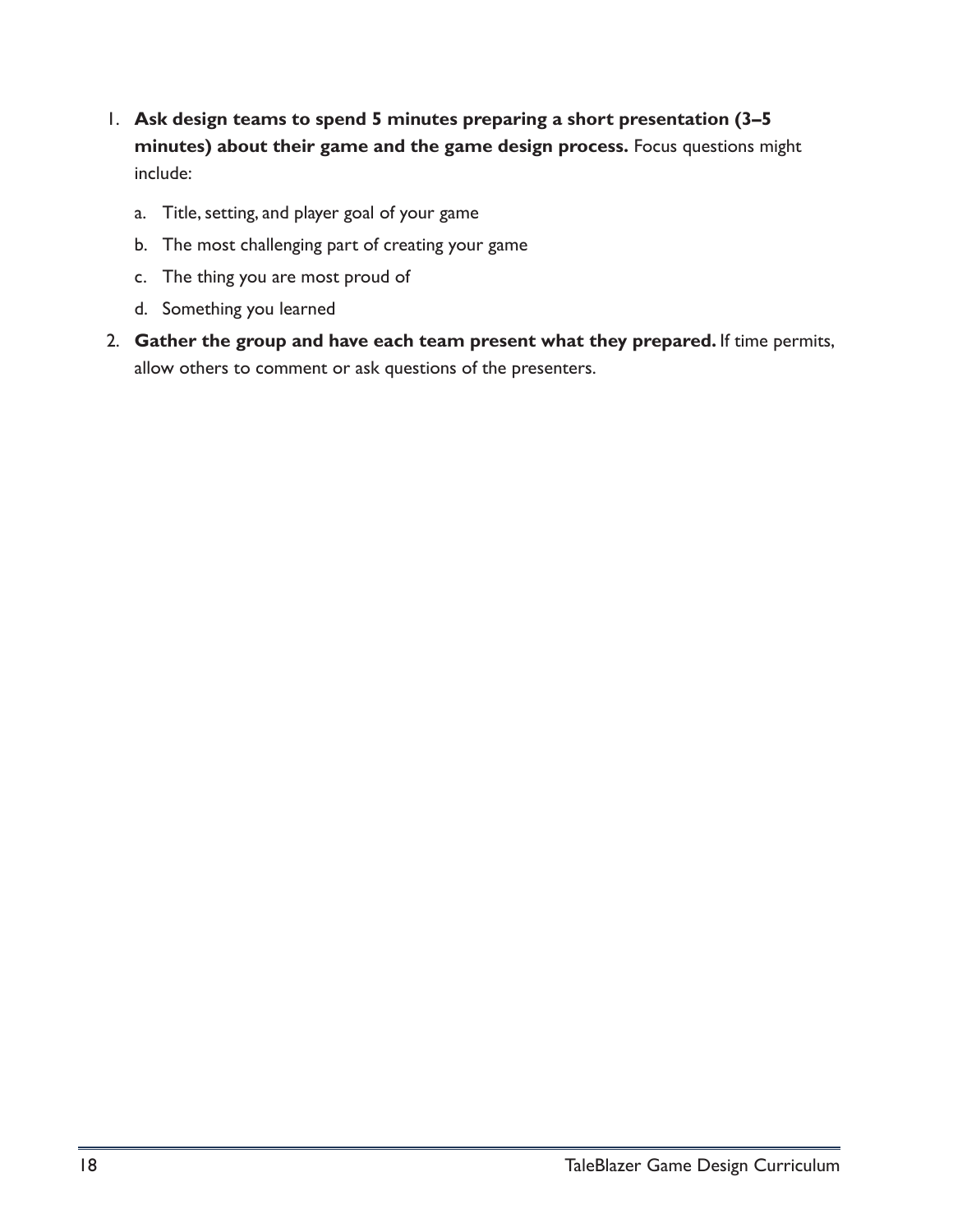1. **Ask design teams to spend 5 minutes preparing a short presentation (3–5 minutes) about their game and the game design process.** Focus questions might include:

    a. Title, setting, and player goal of your game

    b. The most challenging part of creating your game

    c. The thing you are most proud of

    d. Something you learned

2. **Gather the group and have each team present what they prepared.** If time permits, allow others to comment or ask questions of the presenters.